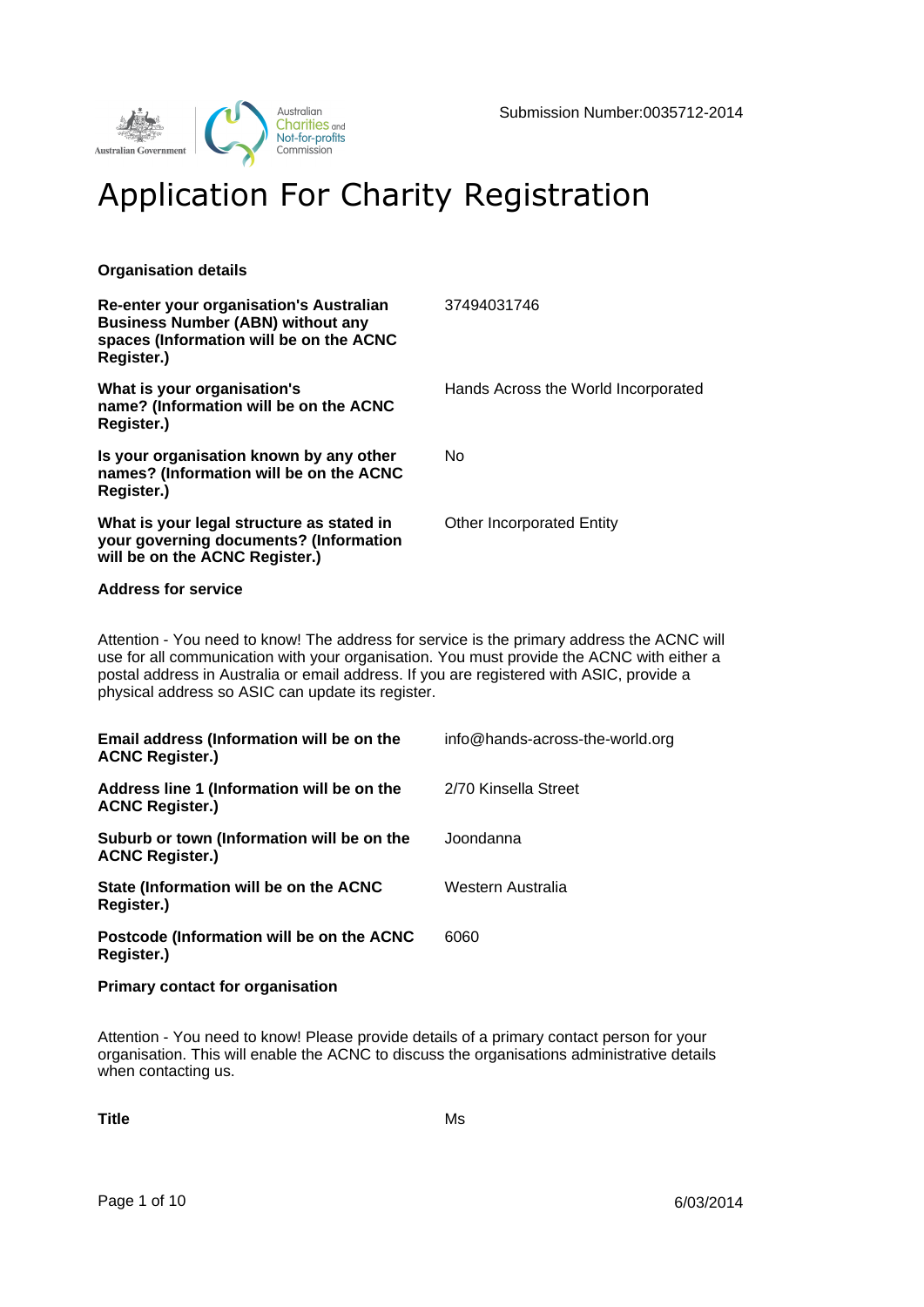Submission Number:0035712-2014

# Application For Charity Registration

**Organisation details**

| | |
|---|---|
| **Re-enter your organisation's Australian Business Number (ABN) without any spaces (Information will be on the ACNC Register.)** | 37494031746 |
| **What is your organisation's name? (Information will be on the ACNC Register.)** | Hands Across the World Incorporated |
| **Is your organisation known by any other names? (Information will be on the ACNC Register.)** | No |
| **What is your legal structure as stated in your governing documents? (Information will be on the ACNC Register.)** | Other Incorporated Entity |

**Address for service**

Attention - You need to know! The address for service is the primary address the ACNC will use for all communication with your organisation. You must provide the ACNC with either a postal address in Australia or email address. If you are registered with ASIC, provide a physical address so ASIC can update its register.

| | |
|---|---|
| **Email address (Information will be on the ACNC Register.)** | info@hands-across-the-world.org |
| **Address line 1 (Information will be on the ACNC Register.)** | 2/70 Kinsella Street |
| **Suburb or town (Information will be on the ACNC Register.)** | Joondanna |
| **State (Information will be on the ACNC Register.)** | Western Australia |
| **Postcode (Information will be on the ACNC Register.)** | 6060 |

**Primary contact for organisation**

Attention - You need to know! Please provide details of a primary contact person for your organisation. This will enable the ACNC to discuss the organisations administrative details when contacting us.

| | |
|---|---|
| **Title** | Ms |

6/03/2014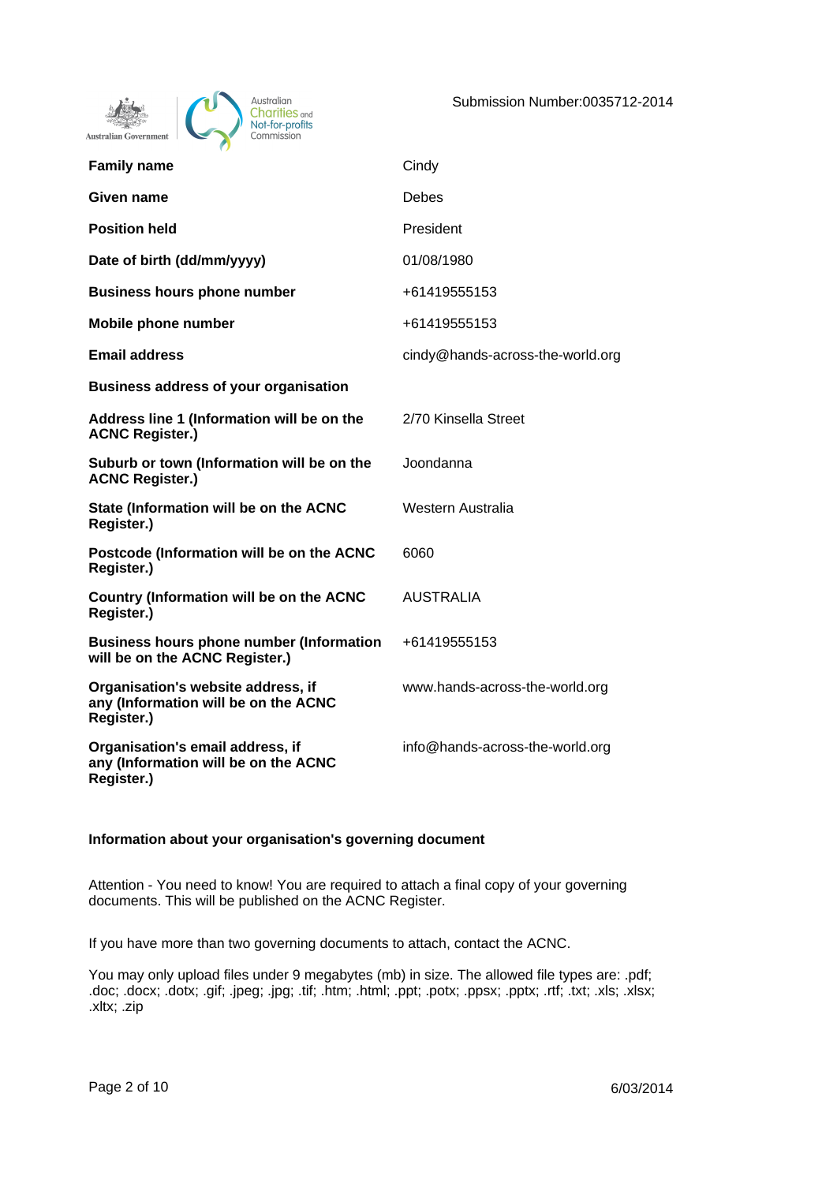Submission Number:0035712-2014

| | |
|---|---|
| **Family name** | Cindy |
| **Given name** | Debes |
| **Position held** | President |
| **Date of birth (dd/mm/yyyy)** | 01/08/1980 |
| **Business hours phone number** | +61419555153 |
| **Mobile phone number** | +61419555153 |
| **Email address** | cindy@hands-across-the-world.org |
| **Business address of your organisation** | |
| **Address line 1 (Information will be on the ACNC Register.)** | 2/70 Kinsella Street |
| **Suburb or town (Information will be on the ACNC Register.)** | Joondanna |
| **State (Information will be on the ACNC Register.)** | Western Australia |
| **Postcode (Information will be on the ACNC Register.)** | 6060 |
| **Country (Information will be on the ACNC Register.)** | AUSTRALIA |
| **Business hours phone number (Information will be on the ACNC Register.)** | +61419555153 |
| **Organisation's website address, if any (Information will be on the ACNC Register.)** | www.hands-across-the-world.org |
| **Organisation's email address, if any (Information will be on the ACNC Register.)** | info@hands-across-the-world.org |

**Information about your organisation's governing document**

Attention - You need to know! You are required to attach a final copy of your governing documents. This will be published on the ACNC Register.

If you have more than two governing documents to attach, contact the ACNC.

You may only upload files under 9 megabytes (mb) in size. The allowed file types are: .pdf; .doc; .docx; .dotx; .gif; .jpeg; .jpg; .tif; .htm; .html; .ppt; .potx; .ppsx; .pptx; .rtf; .txt; .xls; .xlsx; .xltx; .zip

6/03/2014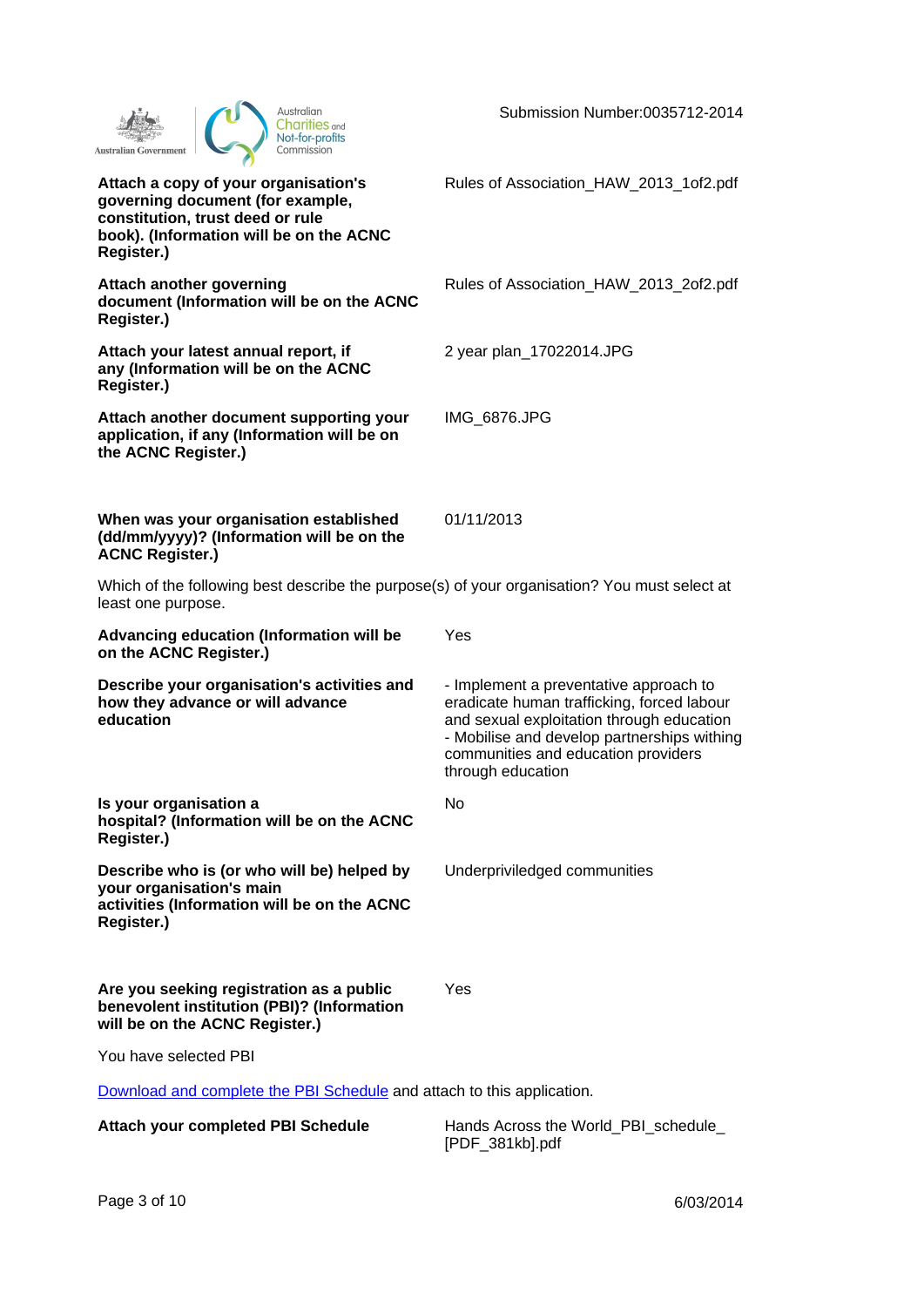Submission Number:0035712-2014

| | |
|---|---|
| **Attach a copy of your organisation's governing document (for example, constitution, trust deed or rule book). (Information will be on the ACNC Register.)** | Rules of Association_HAW_2013_1of2.pdf |
| **Attach another governing document (Information will be on the ACNC Register.)** | Rules of Association_HAW_2013_2of2.pdf |
| **Attach your latest annual report, if any (Information will be on the ACNC Register.)** | 2 year plan_17022014.JPG |
| **Attach another document supporting your application, if any (Information will be on the ACNC Register.)** | IMG_6876.JPG |
| **When was your organisation established (dd/mm/yyyy)? (Information will be on the ACNC Register.)** | 01/11/2013 |

Which of the following best describe the purpose(s) of your organisation? You must select at least one purpose.

| | |
|---|---|
| **Advancing education (Information will be on the ACNC Register.)** | Yes |
| **Describe your organisation's activities and how they advance or will advance education** | - Implement a preventative approach to eradicate human trafficking, forced labour and sexual exploitation through education<br>- Mobilise and develop partnerships withing communities and education providers through education |
| **Is your organisation a hospital? (Information will be on the ACNC Register.)** | No |
| **Describe who is (or who will be) helped by your organisation's main activities (Information will be on the ACNC Register.)** | Underpriviledged communities |
| **Are you seeking registration as a public benevolent institution (PBI)? (Information will be on the ACNC Register.)** | Yes |

You have selected PBI

[Download and complete the PBI Schedule] and attach to this application.

| | |
|---|---|
| **Attach your completed PBI Schedule** | Hands Across the World_PBI_schedule_ [PDF_381kb].pdf |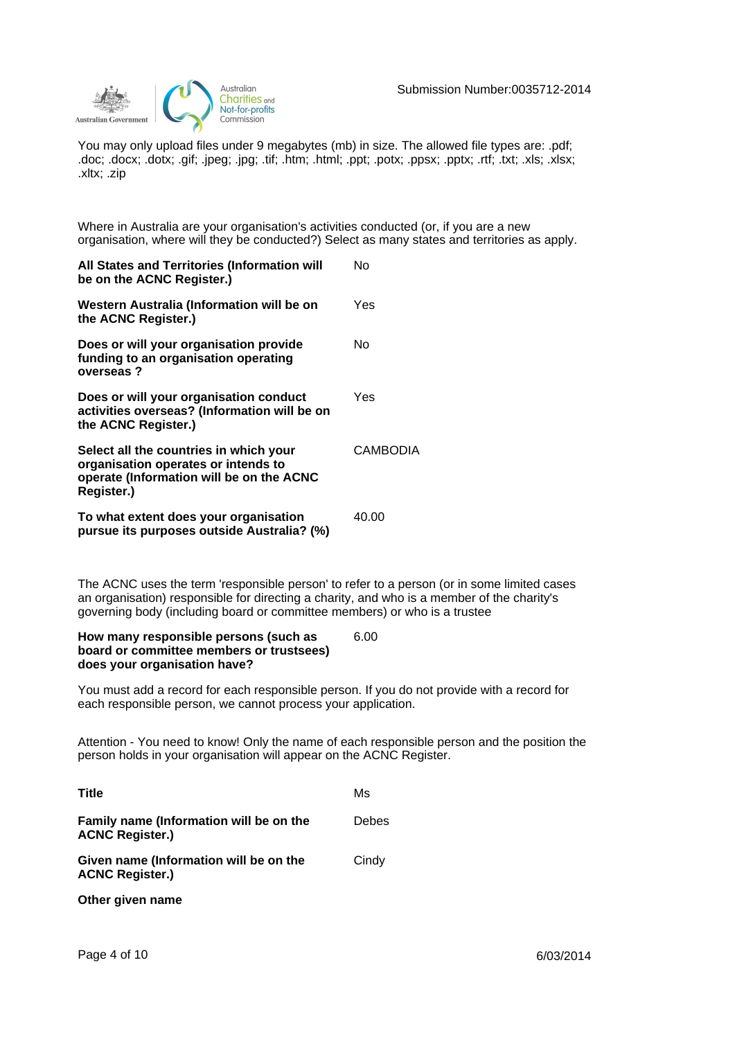You may only upload files under 9 megabytes (mb) in size. The allowed file types are: .pdf; .doc; .docx; .dotx; .gif; .jpeg; .jpg; .tif; .htm; .html; .ppt; .potx; .ppsx; .pptx; .rtf; .txt; .xls; .xlsx; .xltx; .zip

Where in Australia are your organisation's activities conducted (or, if you are a new organisation, where will they be conducted?) Select as many states and territories as apply.

| | |
|---|---|
| **All States and Territories (Information will be on the ACNC Register.)** | No |
| **Western Australia (Information will be on the ACNC Register.)** | Yes |
| **Does or will your organisation provide funding to an organisation operating overseas ?** | No |
| **Does or will your organisation conduct activities overseas? (Information will be on the ACNC Register.)** | Yes |
| **Select all the countries in which your organisation operates or intends to operate (Information will be on the ACNC Register.)** | CAMBODIA |
| **To what extent does your organisation pursue its purposes outside Australia? (%)** | 40.00 |

The ACNC uses the term 'responsible person' to refer to a person (or in some limited cases an organisation) responsible for directing a charity, and who is a member of the charity's governing body (including board or committee members) or who is a trustee

| | |
|---|---|
| **How many responsible persons (such as board or committee members or trustsees) does your organisation have?** | 6.00 |

You must add a record for each responsible person. If you do not provide with a record for each responsible person, we cannot process your application.

Attention - You need to know! Only the name of each responsible person and the position the person holds in your organisation will appear on the ACNC Register.

| | |
|---|---|
| **Title** | Ms |
| **Family name (Information will be on the ACNC Register.)** | Debes |
| **Given name (Information will be on the ACNC Register.)** | Cindy |
| **Other given name** | |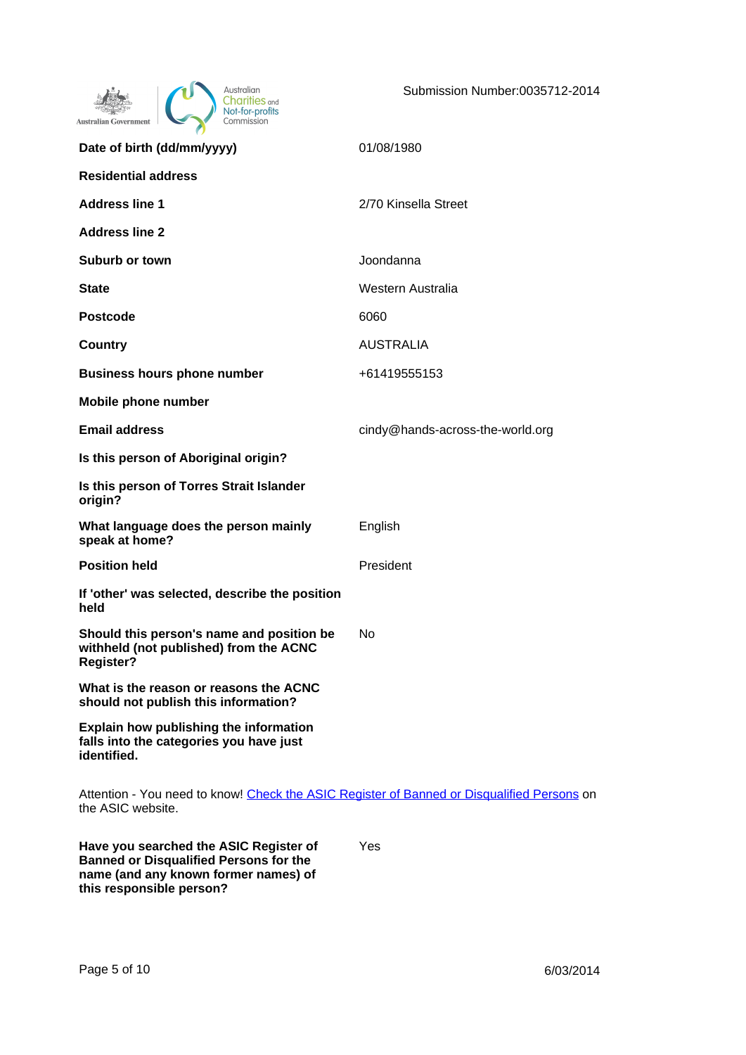Submission Number:0035712-2014

| | |
|---|---|
| **Date of birth (dd/mm/yyyy)** | 01/08/1980 |
| **Residential address** | |
| **Address line 1** | 2/70 Kinsella Street |
| **Address line 2** | |
| **Suburb or town** | Joondanna |
| **State** | Western Australia |
| **Postcode** | 6060 |
| **Country** | AUSTRALIA |
| **Business hours phone number** | +61419555153 |
| **Mobile phone number** | |
| **Email address** | cindy@hands-across-the-world.org |
| **Is this person of Aboriginal origin?** | |
| **Is this person of Torres Strait Islander origin?** | |
| **What language does the person mainly speak at home?** | English |
| **Position held** | President |
| **If 'other' was selected, describe the position held** | |
| **Should this person's name and position be withheld (not published) from the ACNC Register?** | No |
| **What is the reason or reasons the ACNC should not publish this information?** | |
| **Explain how publishing the information falls into the categories you have just identified.** | |

Attention - You need to know! [Check the ASIC Register of Banned or Disqualified Persons] on the ASIC website.

| | |
|---|---|
| **Have you searched the ASIC Register of Banned or Disqualified Persons for the name (and any known former names) of this responsible person?** | Yes |

6/03/2014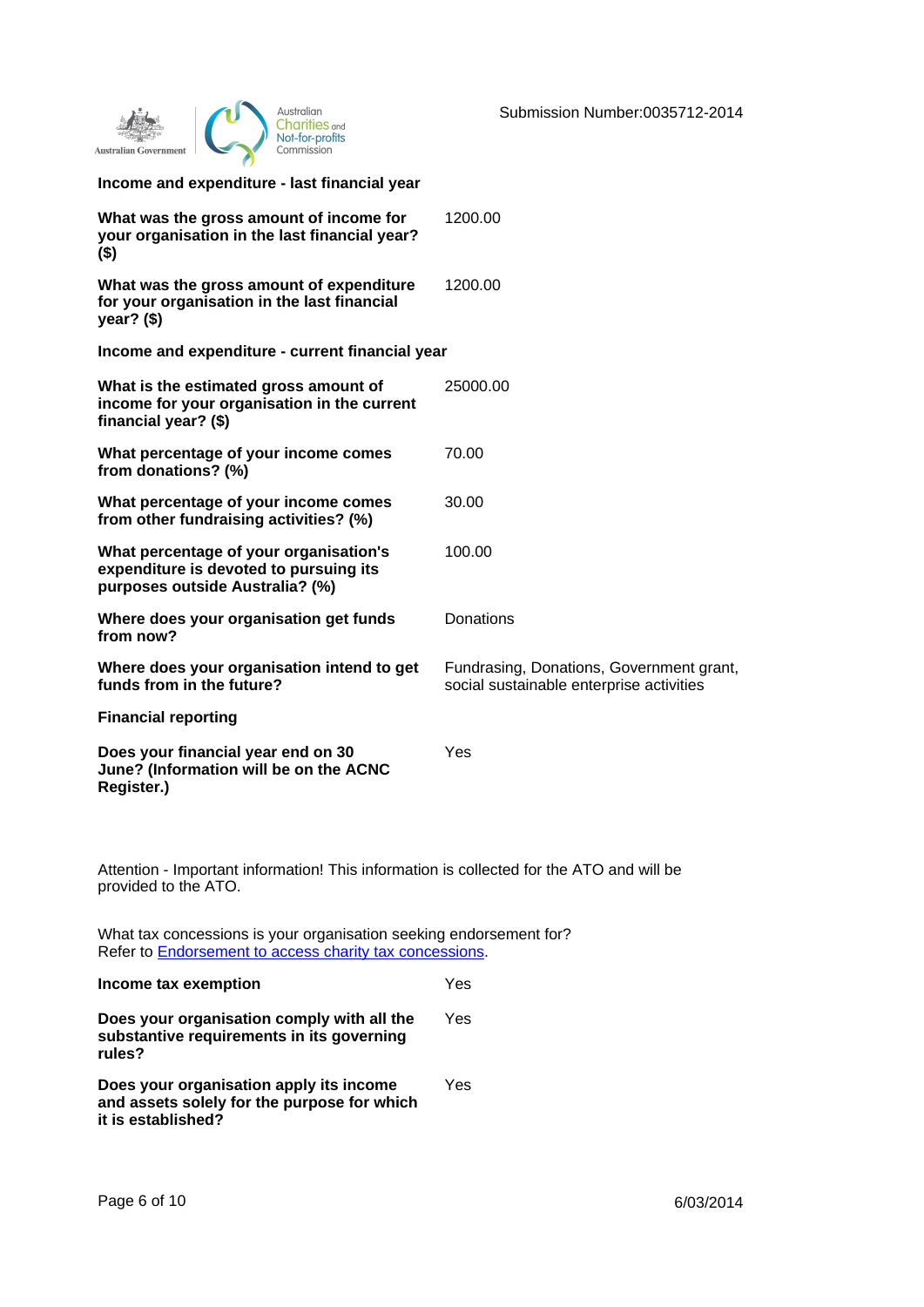Submission Number:0035712-2014

**Income and expenditure - last financial year**

| | |
|---|---|
| **What was the gross amount of income for your organisation in the last financial year? ($)** | 1200.00 |
| **What was the gross amount of expenditure for your organisation in the last financial year? ($)** | 1200.00 |

**Income and expenditure - current financial year**

| | |
|---|---|
| **What is the estimated gross amount of income for your organisation in the current financial year? ($)** | 25000.00 |
| **What percentage of your income comes from donations? (%)** | 70.00 |
| **What percentage of your income comes from other fundraising activities? (%)** | 30.00 |
| **What percentage of your organisation's expenditure is devoted to pursuing its purposes outside Australia? (%)** | 100.00 |
| **Where does your organisation get funds from now?** | Donations |
| **Where does your organisation intend to get funds from in the future?** | Fundrasing, Donations, Government grant, social sustainable enterprise activities |

**Financial reporting**

| | |
|---|---|
| **Does your financial year end on 30 June? (Information will be on the ACNC Register.)** | Yes |

Attention - Important information! This information is collected for the ATO and will be provided to the ATO.

What tax concessions is your organisation seeking endorsement for?
Refer to [Endorsement to access charity tax concessions](Endorsement to access charity tax concessions).

| | |
|---|---|
| **Income tax exemption** | Yes |
| **Does your organisation comply with all the substantive requirements in its governing rules?** | Yes |
| **Does your organisation apply its income and assets solely for the purpose for which it is established?** | Yes |

6/03/2014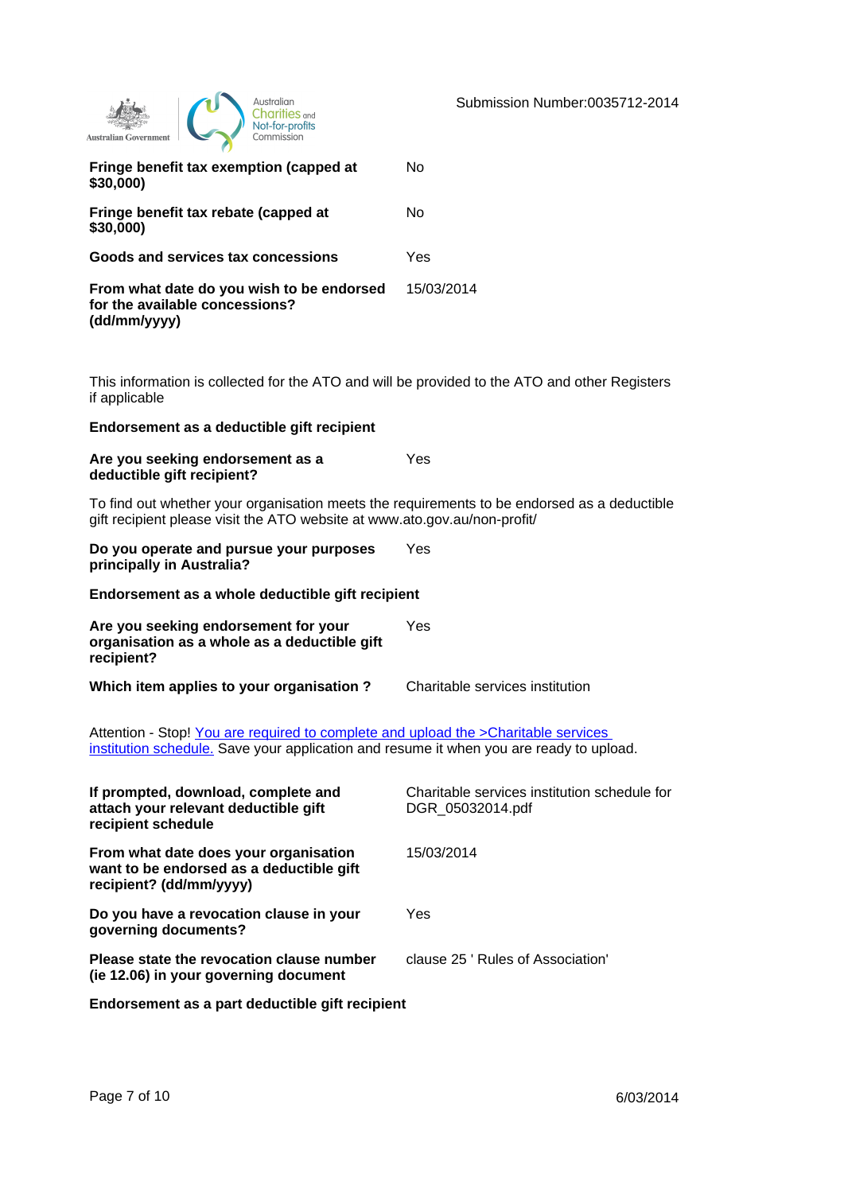Submission Number:0035712-2014

| | |
|---|---|
| **Fringe benefit tax exemption (capped at $30,000)** | No |
| **Fringe benefit tax rebate (capped at $30,000)** | No |
| **Goods and services tax concessions** | Yes |
| **From what date do you wish to be endorsed for the available concessions? (dd/mm/yyyy)** | 15/03/2014 |

This information is collected for the ATO and will be provided to the ATO and other Registers if applicable

**Endorsement as a deductible gift recipient**

| | |
|---|---|
| **Are you seeking endorsement as a deductible gift recipient?** | Yes |

To find out whether your organisation meets the requirements to be endorsed as a deductible gift recipient please visit the ATO website at www.ato.gov.au/non-profit/

| | |
|---|---|
| **Do you operate and pursue your purposes principally in Australia?** | Yes |

**Endorsement as a whole deductible gift recipient**

| | |
|---|---|
| **Are you seeking endorsement for your organisation as a whole as a deductible gift recipient?** | Yes |
| **Which item applies to your organisation ?** | Charitable services institution |

Attention - Stop! You are required to complete and upload the >Charitable services institution schedule. Save your application and resume it when you are ready to upload.

| | |
|---|---|
| **If prompted, download, complete and attach your relevant deductible gift recipient schedule** | Charitable services institution schedule for DGR_05032014.pdf |
| **From what date does your organisation want to be endorsed as a deductible gift recipient? (dd/mm/yyyy)** | 15/03/2014 |
| **Do you have a revocation clause in your governing documents?** | Yes |
| **Please state the revocation clause number (ie 12.06) in your governing document** | clause 25 ' Rules of Association' |

**Endorsement as a part deductible gift recipient**

6/03/2014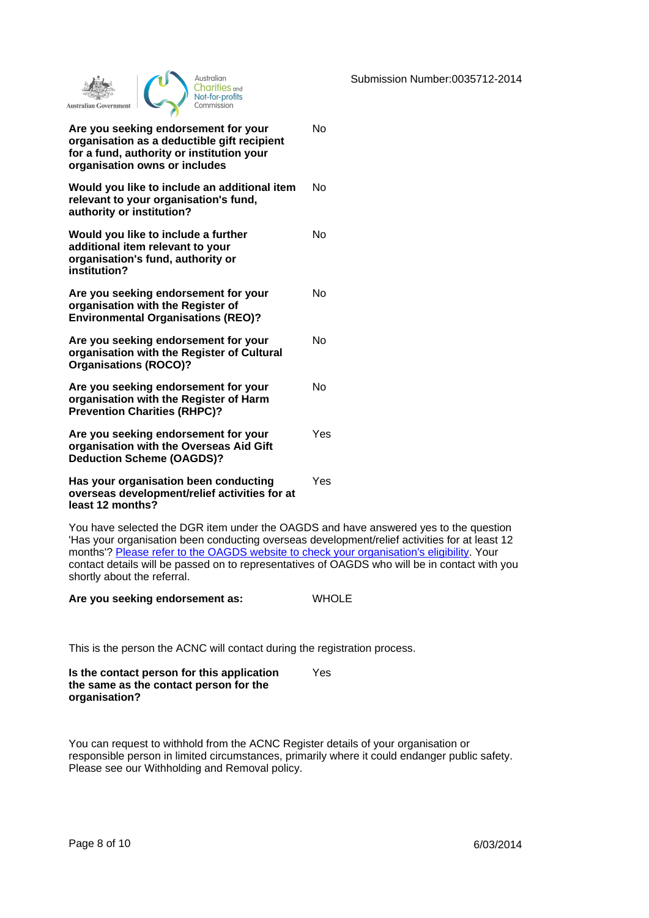Submission Number:0035712-2014

| | |
|---|---|
| **Are you seeking endorsement for your organisation as a deductible gift recipient for a fund, authority or institution your organisation owns or includes** | No |
| **Would you like to include an additional item relevant to your organisation's fund, authority or institution?** | No |
| **Would you like to include a further additional item relevant to your organisation's fund, authority or institution?** | No |
| **Are you seeking endorsement for your organisation with the Register of Environmental Organisations (REO)?** | No |
| **Are you seeking endorsement for your organisation with the Register of Cultural Organisations (ROCO)?** | No |
| **Are you seeking endorsement for your organisation with the Register of Harm Prevention Charities (RHPC)?** | No |
| **Are you seeking endorsement for your organisation with the Overseas Aid Gift Deduction Scheme (OAGDS)?** | Yes |
| **Has your organisation been conducting overseas development/relief activities for at least 12 months?** | Yes |

You have selected the DGR item under the OAGDS and have answered yes to the question 'Has your organisation been conducting overseas development/relief activities for at least 12 months'? Please refer to the OAGDS website to check your organisation's eligibility. Your contact details will be passed on to representatives of OAGDS who will be in contact with you shortly about the referral.

| | |
|---|---|
| **Are you seeking endorsement as:** | WHOLE |

This is the person the ACNC will contact during the registration process.

| | |
|---|---|
| **Is the contact person for this application the same as the contact person for the organisation?** | Yes |

You can request to withhold from the ACNC Register details of your organisation or responsible person in limited circumstances, primarily where it could endanger public safety. Please see our Withholding and Removal policy.

6/03/2014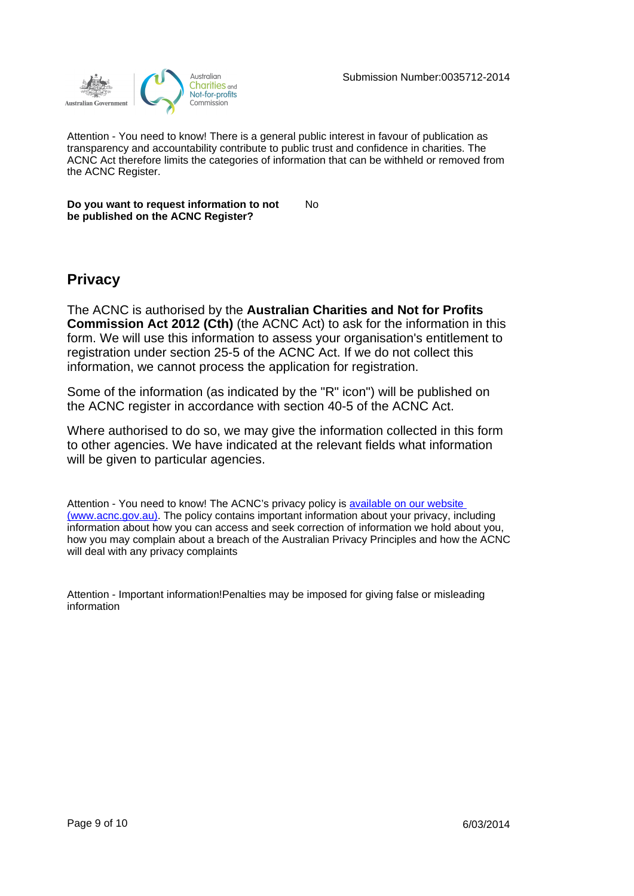Submission Number:0035712-2014

Attention - You need to know! There is a general public interest in favour of publication as transparency and accountability contribute to public trust and confidence in charities. The ACNC Act therefore limits the categories of information that can be withheld or removed from the ACNC Register.

| **Do you want to request information to not be published on the ACNC Register?** | No |
|---|---|

## Privacy

The ACNC is authorised by the **Australian Charities and Not for Profits Commission Act 2012 (Cth)** (the ACNC Act) to ask for the information in this form. We will use this information to assess your organisation's entitlement to registration under section 25-5 of the ACNC Act. If we do not collect this information, we cannot process the application for registration.

Some of the information (as indicated by the "R" icon") will be published on the ACNC register in accordance with section 40-5 of the ACNC Act.

Where authorised to do so, we may give the information collected in this form to other agencies. We have indicated at the relevant fields what information will be given to particular agencies.

Attention - You need to know! The ACNC's privacy policy is [available on our website (www.acnc.gov.au)](www.acnc.gov.au). The policy contains important information about your privacy, including information about how you can access and seek correction of information we hold about you, how you may complain about a breach of the Australian Privacy Principles and how the ACNC will deal with any privacy complaints

Attention - Important information!Penalties may be imposed for giving false or misleading information

6/03/2014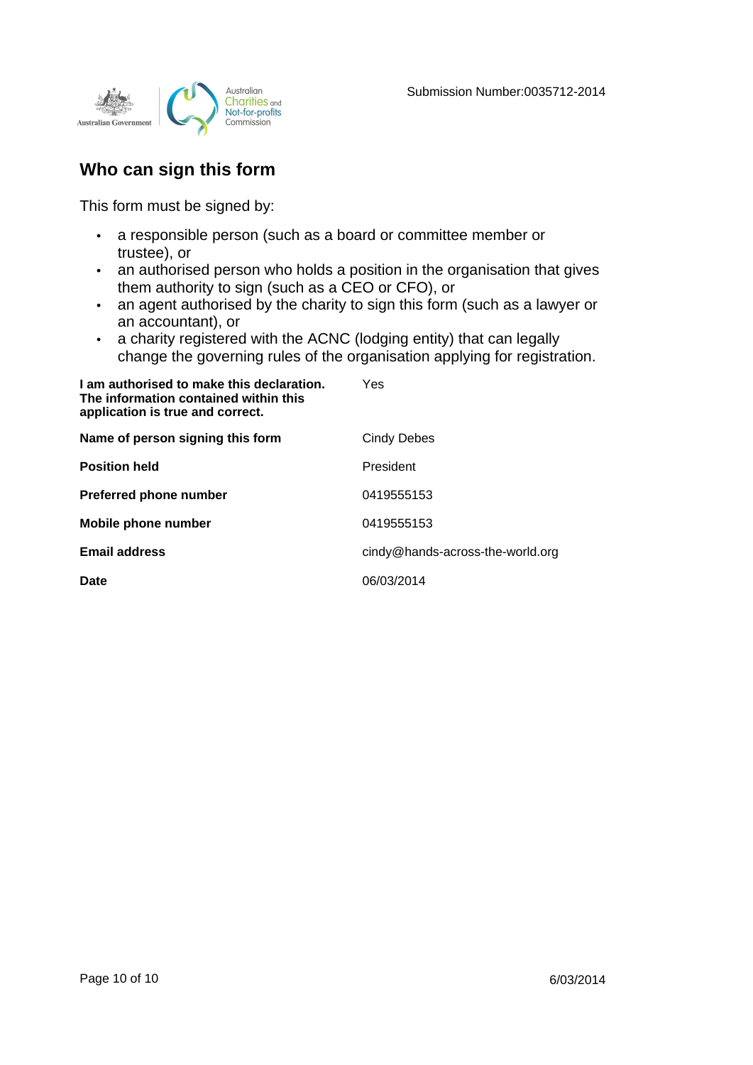Submission Number:0035712-2014

## Who can sign this form

This form must be signed by:

- a responsible person (such as a board or committee member or trustee), or
- an authorised person who holds a position in the organisation that gives them authority to sign (such as a CEO or CFO), or
- an agent authorised by the charity to sign this form (such as a lawyer or an accountant), or
- a charity registered with the ACNC (lodging entity) that can legally change the governing rules of the organisation applying for registration.

| | |
|---|---|
| **I am authorised to make this declaration. The information contained within this application is true and correct.** | Yes |
| **Name of person signing this form** | Cindy Debes |
| **Position held** | President |
| **Preferred phone number** | 0419555153 |
| **Mobile phone number** | 0419555153 |
| **Email address** | cindy@hands-across-the-world.org |
| **Date** | 06/03/2014 |